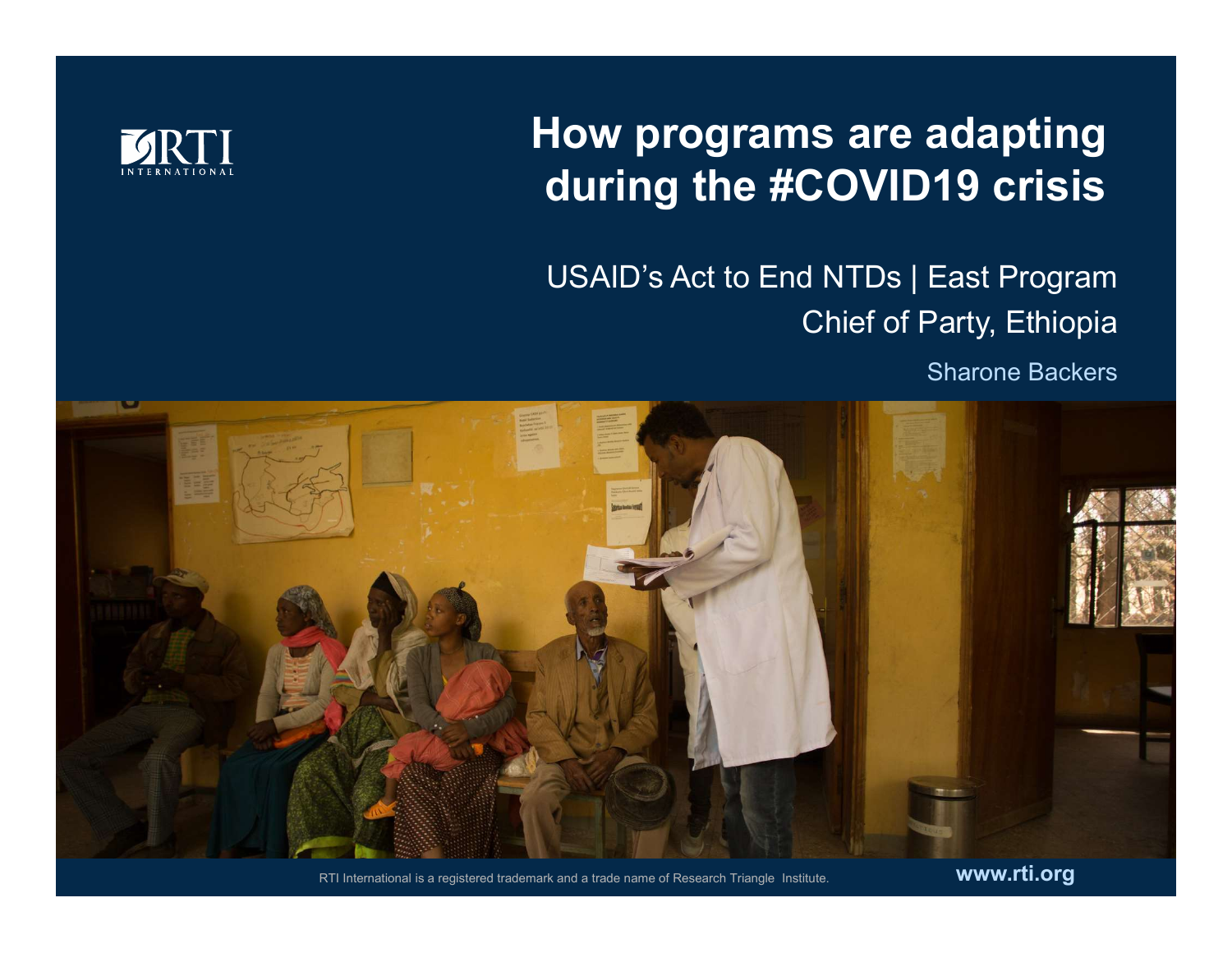RTI INTERNATIONAL

# How programs are adapting during the #COVID19 crisis

USAID's Act to End NTDs | East Program
Chief of Party, Ethiopia

Sharone Backers

RTI International is a registered trademark and a trade name of Research Triangle Institute.

**www.rti.org**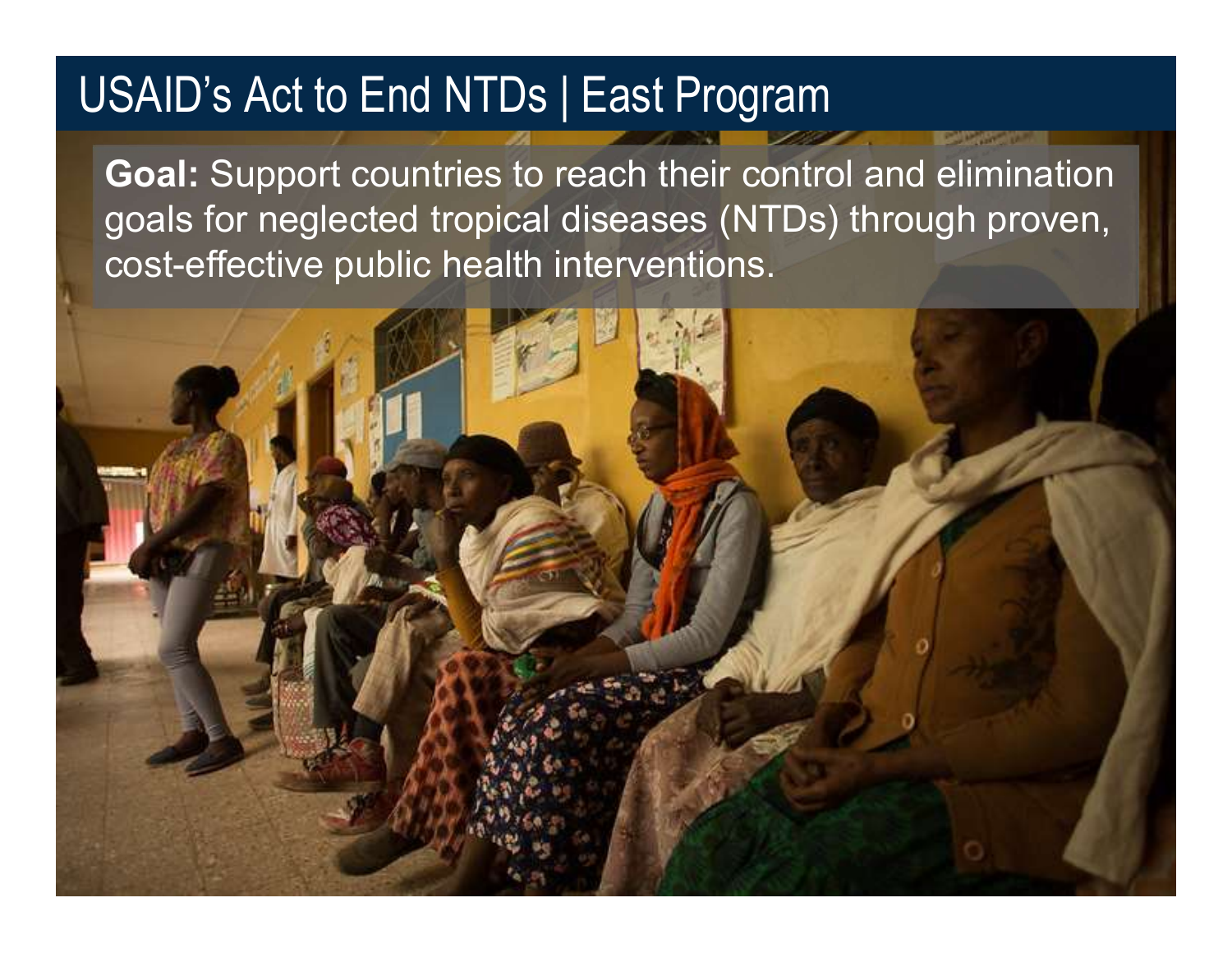# USAID's Act to End NTDs | East Program

**Goal:** Support countries to reach their control and elimination goals for neglected tropical diseases (NTDs) through proven, cost-effective public health interventions.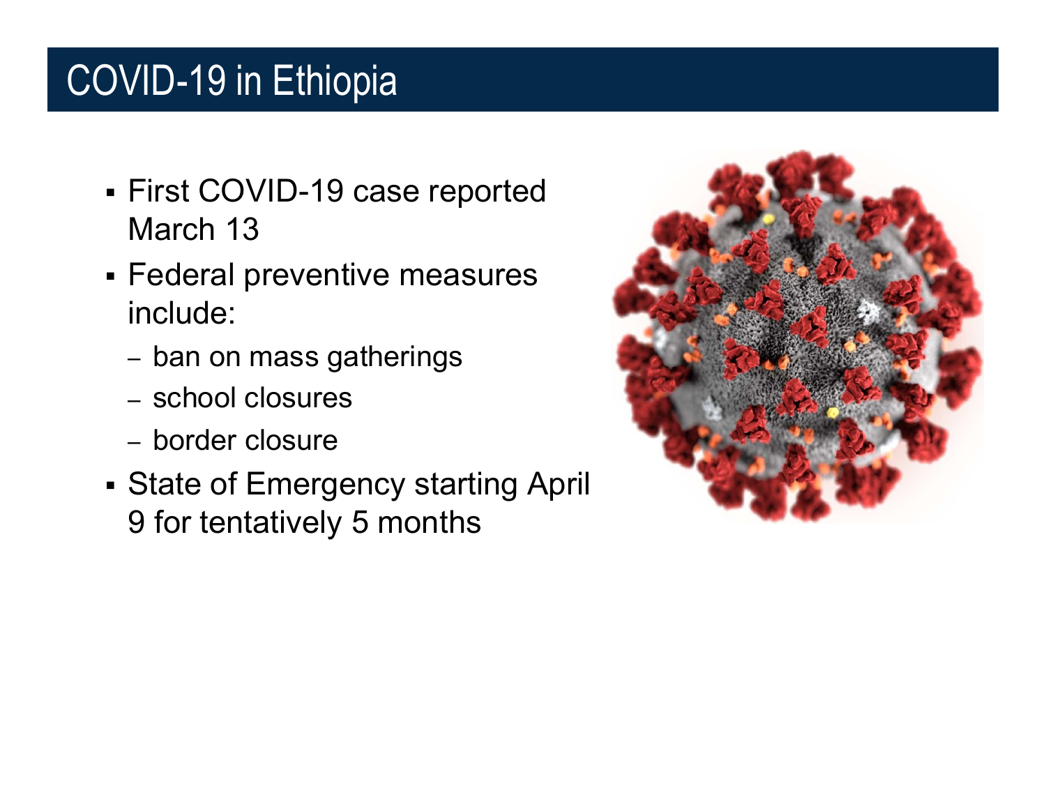# COVID-19 in Ethiopia

- First COVID-19 case reported March 13
- Federal preventive measures include:
  - ban on mass gatherings
  - school closures
  - border closure
- State of Emergency starting April 9 for tentatively 5 months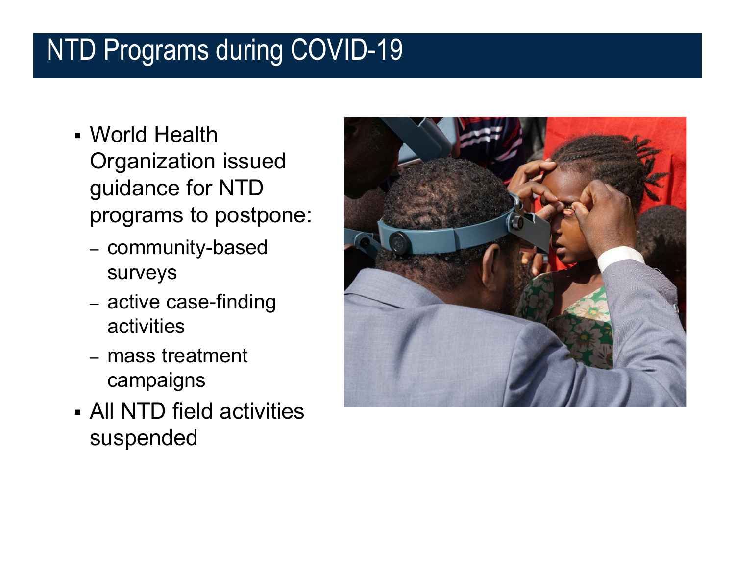# NTD Programs during COVID-19

- World Health Organization issued guidance for NTD programs to postpone:
  - community-based surveys
  - active case-finding activities
  - mass treatment campaigns
- All NTD field activities suspended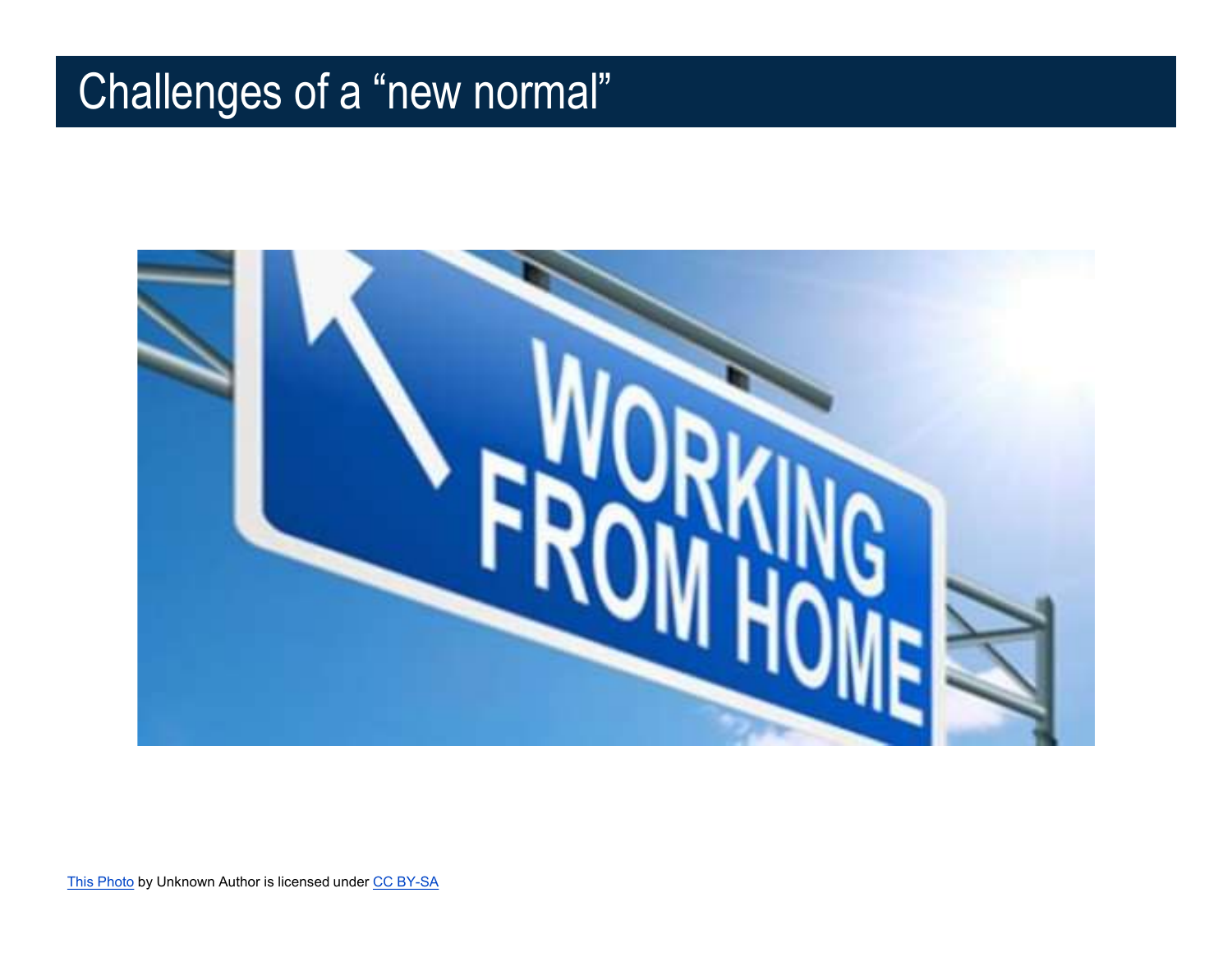# Challenges of a "new normal"

[This Photo](#) by Unknown Author is licensed under [CC BY-SA](#)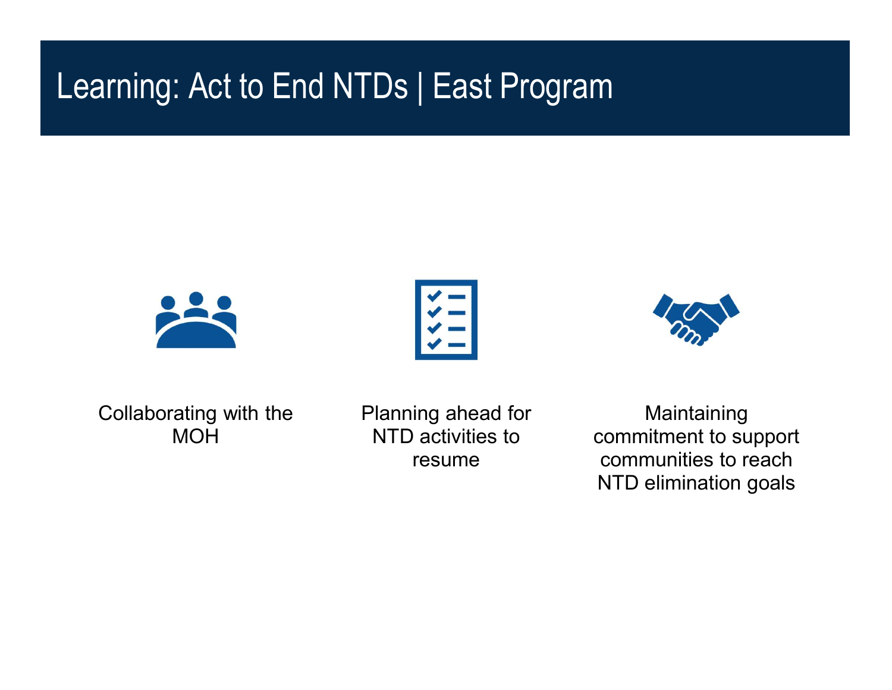# Learning: Act to End NTDs | East Program

- Collaborating with the MOH
- Planning ahead for NTD activities to resume
- Maintaining commitment to support communities to reach NTD elimination goals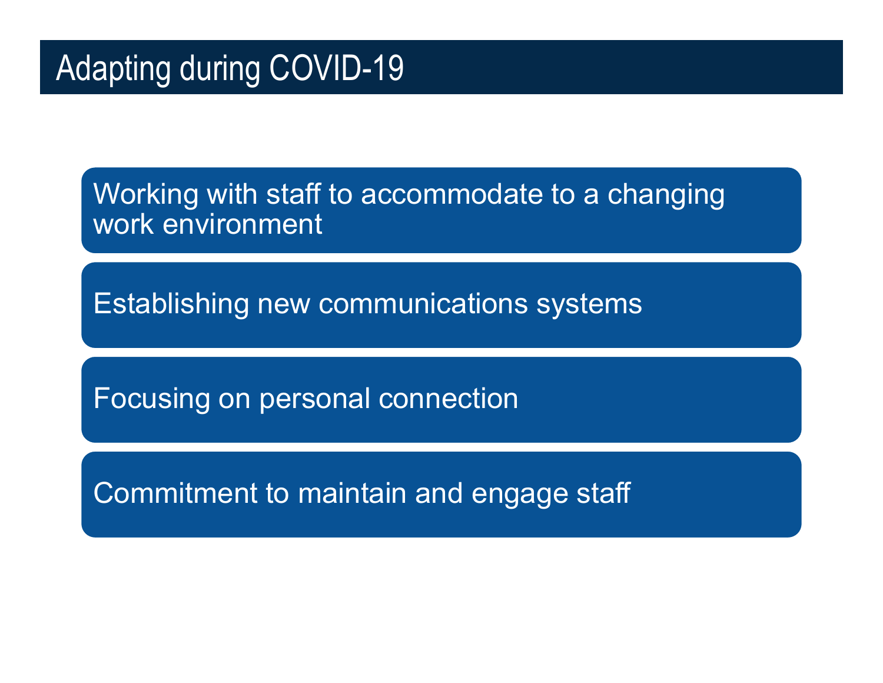# Adapting during COVID-19

- Working with staff to accommodate to a changing work environment
- Establishing new communications systems
- Focusing on personal connection
- Commitment to maintain and engage staff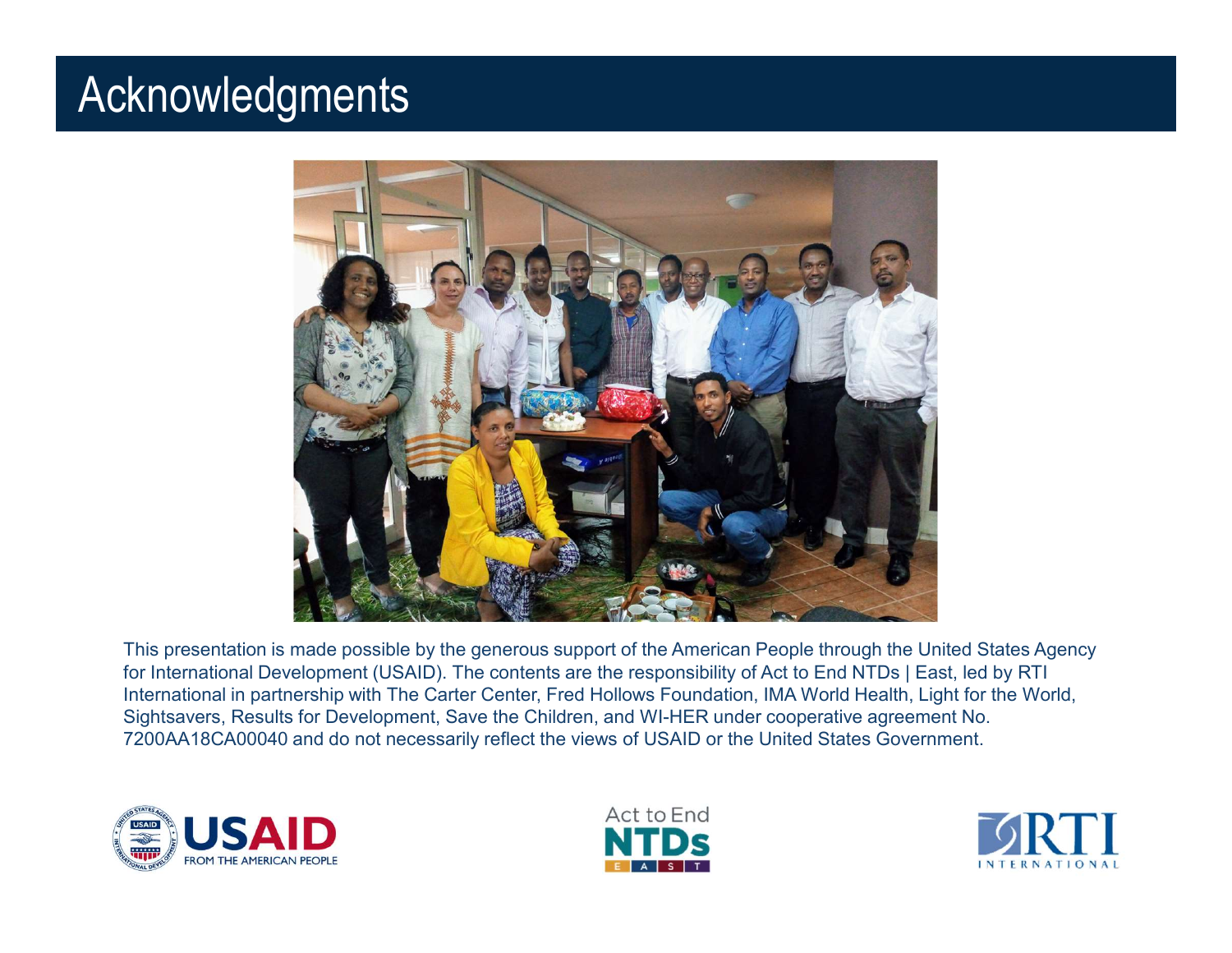# Acknowledgments

This presentation is made possible by the generous support of the American People through the United States Agency for International Development (USAID). The contents are the responsibility of Act to End NTDs | East, led by RTI International in partnership with The Carter Center, Fred Hollows Foundation, IMA World Health, Light for the World, Sightsavers, Results for Development, Save the Children, and WI-HER under cooperative agreement No. 7200AA18CA00040 and do not necessarily reflect the views of USAID or the United States Government.